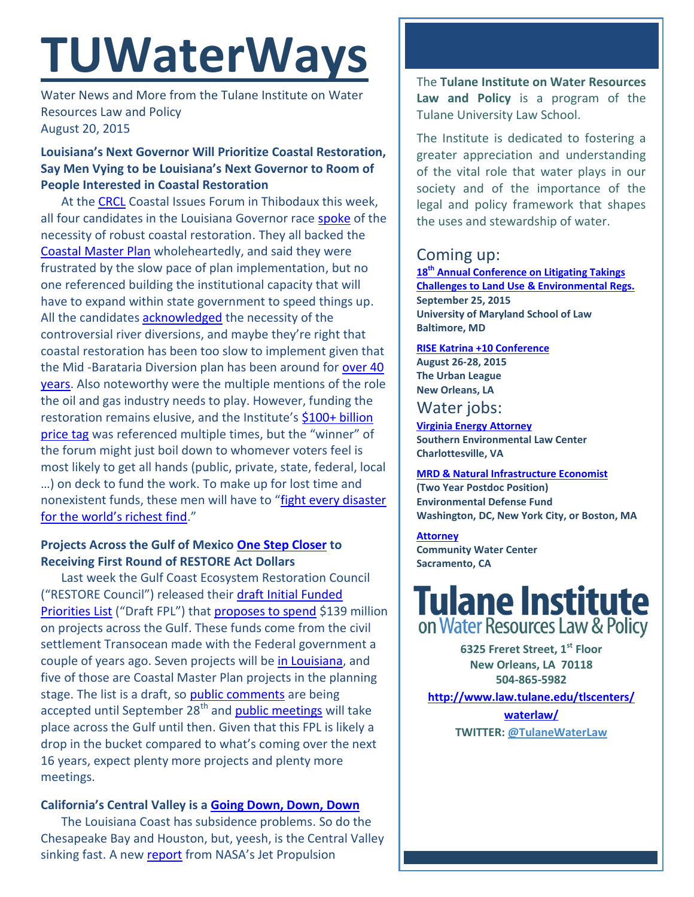# TUWaterWays

Water News and More from the Tulane Institute on Water Resources Law and Policy
August 20, 2015

### Louisiana's Next Governor Will Prioritize Coastal Restoration, Say Men Vying to be Louisiana's Next Governor to Room of People Interested in Coastal Restoration

At the CRCL Coastal Issues Forum in Thibodaux this week, all four candidates in the Louisiana Governor race spoke of the necessity of robust coastal restoration. They all backed the Coastal Master Plan wholeheartedly, and said they were frustrated by the slow pace of plan implementation, but no one referenced building the institutional capacity that will have to expand within state government to speed things up. All the candidates acknowledged the necessity of the controversial river diversions, and maybe they're right that coastal restoration has been too slow to implement given that the Mid -Barataria Diversion plan has been around for over 40 years. Also noteworthy were the multiple mentions of the role the oil and gas industry needs to play. However, funding the restoration remains elusive, and the Institute's $100+ billion price tag was referenced multiple times, but the "winner" of the forum might just boil down to whomever voters feel is most likely to get all hands (public, private, state, federal, local …) on deck to fund the work. To make up for lost time and nonexistent funds, these men will have to "fight every disaster for the world's richest find."

### Projects Across the Gulf of Mexico One Step Closer to Receiving First Round of RESTORE Act Dollars

Last week the Gulf Coast Ecosystem Restoration Council ("RESTORE Council") released their draft Initial Funded Priorities List ("Draft FPL") that proposes to spend $139 million on projects across the Gulf. These funds come from the civil settlement Transocean made with the Federal government a couple of years ago. Seven projects will be in Louisiana, and five of those are Coastal Master Plan projects in the planning stage. The list is a draft, so public comments are being accepted until September 28th and public meetings will take place across the Gulf until then. Given that this FPL is likely a drop in the bucket compared to what's coming over the next 16 years, expect plenty more projects and plenty more meetings.

### California's Central Valley is a Going Down, Down, Down

The Louisiana Coast has subsidence problems. So do the Chesapeake Bay and Houston, but, yeesh, is the Central Valley sinking fast. A new report from NASA's Jet Propulsion

---

The **Tulane Institute on Water Resources Law and Policy** is a program of the Tulane University Law School.

The Institute is dedicated to fostering a greater appreciation and understanding of the vital role that water plays in our society and of the importance of the legal and policy framework that shapes the uses and stewardship of water.

## Coming up:

**18th Annual Conference on Litigating Takings Challenges to Land Use & Environmental Regs.**
**September 25, 2015**
**University of Maryland School of Law**
**Baltimore, MD**

**RISE Katrina +10 Conference**
**August 26-28, 2015**
**The Urban League**
**New Orleans, LA**

## Water jobs:

**Virginia Energy Attorney**
**Southern Environmental Law Center**
**Charlottesville, VA**

**MRD & Natural Infrastructure Economist**
**(Two Year Postdoc Position)**
**Environmental Defense Fund**
**Washington, DC, New York City, or Boston, MA**

**Attorney**
**Community Water Center**
**Sacramento, CA**

**Tulane Institute on Water Resources Law & Policy**

**6325 Freret Street, 1st Floor**
**New Orleans, LA 70118**
**504-865-5982**
**http://www.law.tulane.edu/tlscenters/waterlaw/**
**TWITTER: @TulaneWaterLaw**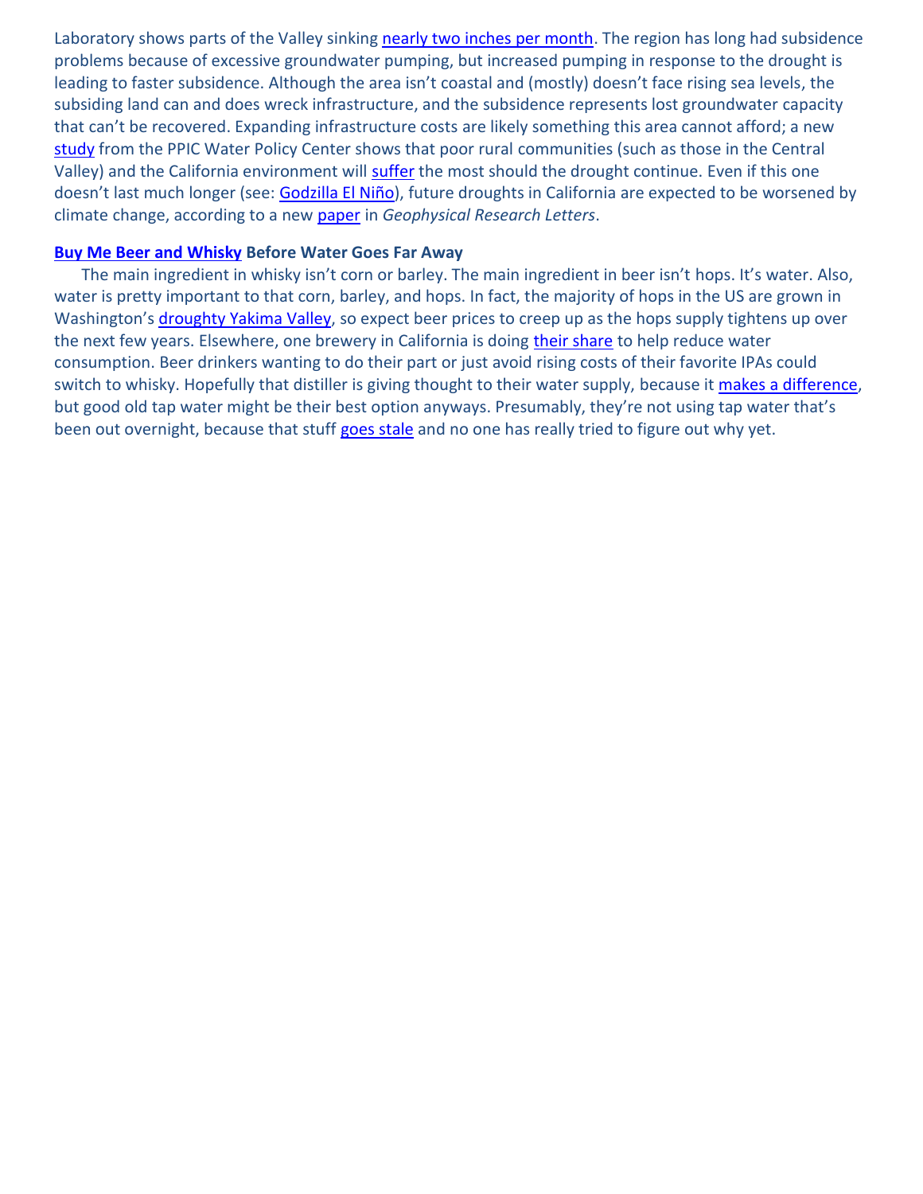Laboratory shows parts of the Valley sinking nearly two inches per month. The region has long had subsidence problems because of excessive groundwater pumping, but increased pumping in response to the drought is leading to faster subsidence. Although the area isn't coastal and (mostly) doesn't face rising sea levels, the subsiding land can and does wreck infrastructure, and the subsidence represents lost groundwater capacity that can't be recovered. Expanding infrastructure costs are likely something this area cannot afford; a new study from the PPIC Water Policy Center shows that poor rural communities (such as those in the Central Valley) and the California environment will suffer the most should the drought continue. Even if this one doesn't last much longer (see: Godzilla El Niño), future droughts in California are expected to be worsened by climate change, according to a new paper in *Geophysical Research Letters*.

**Buy Me Beer and Whisky Before Water Goes Far Away**

The main ingredient in whisky isn't corn or barley. The main ingredient in beer isn't hops. It's water. Also, water is pretty important to that corn, barley, and hops. In fact, the majority of hops in the US are grown in Washington's droughty Yakima Valley, so expect beer prices to creep up as the hops supply tightens up over the next few years. Elsewhere, one brewery in California is doing their share to help reduce water consumption. Beer drinkers wanting to do their part or just avoid rising costs of their favorite IPAs could switch to whisky. Hopefully that distiller is giving thought to their water supply, because it makes a difference, but good old tap water might be their best option anyways. Presumably, they're not using tap water that's been out overnight, because that stuff goes stale and no one has really tried to figure out why yet.